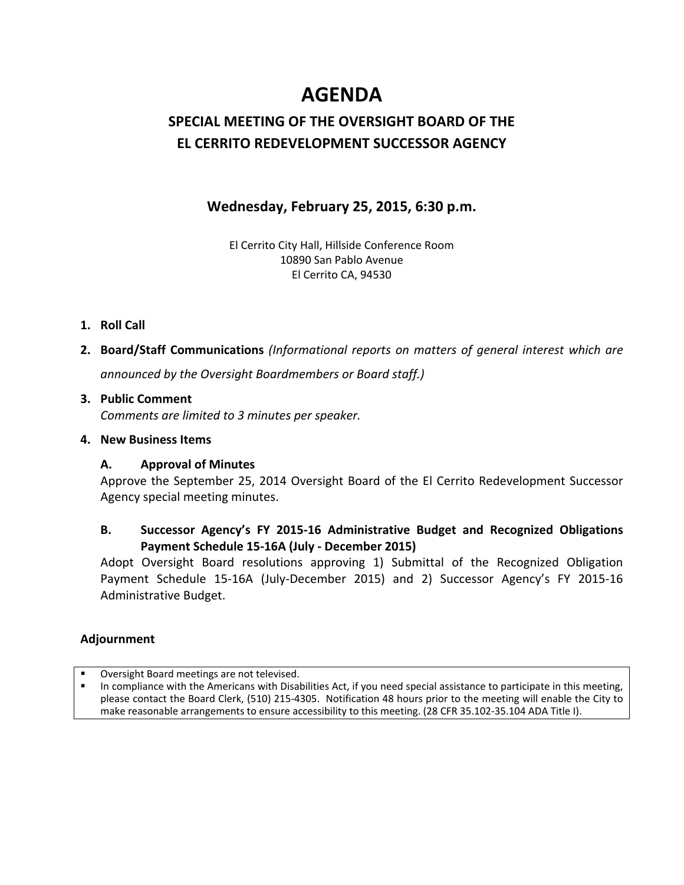# AGENDA

## SPECIAL MEETING OF THE OVERSIGHT BOARD OF THE EL CERRITO REDEVELOPMENT SUCCESSOR AGENCY

### Wednesday, February 25, 2015, 6:30 p.m.

El Cerrito City Hall, Hillside Conference Room
10890 San Pablo Avenue
El Cerrito CA, 94530

1. **Roll Call**
2. **Board/Staff Communications** *(Informational reports on matters of general interest which are announced by the Oversight Boardmembers or Board staff.)*
3. **Public Comment**
   *Comments are limited to 3 minutes per speaker.*
4. **New Business Items**

   **A. Approval of Minutes**
   Approve the September 25, 2014 Oversight Board of the El Cerrito Redevelopment Successor Agency special meeting minutes.

   **B. Successor Agency's FY 2015-16 Administrative Budget and Recognized Obligations Payment Schedule 15-16A (July - December 2015)**
   Adopt Oversight Board resolutions approving 1) Submittal of the Recognized Obligation Payment Schedule 15-16A (July-December 2015) and 2) Successor Agency's FY 2015-16 Administrative Budget.

**Adjournment**

- Oversight Board meetings are not televised.
- In compliance with the Americans with Disabilities Act, if you need special assistance to participate in this meeting, please contact the Board Clerk, (510) 215-4305. Notification 48 hours prior to the meeting will enable the City to make reasonable arrangements to ensure accessibility to this meeting. (28 CFR 35.102-35.104 ADA Title I).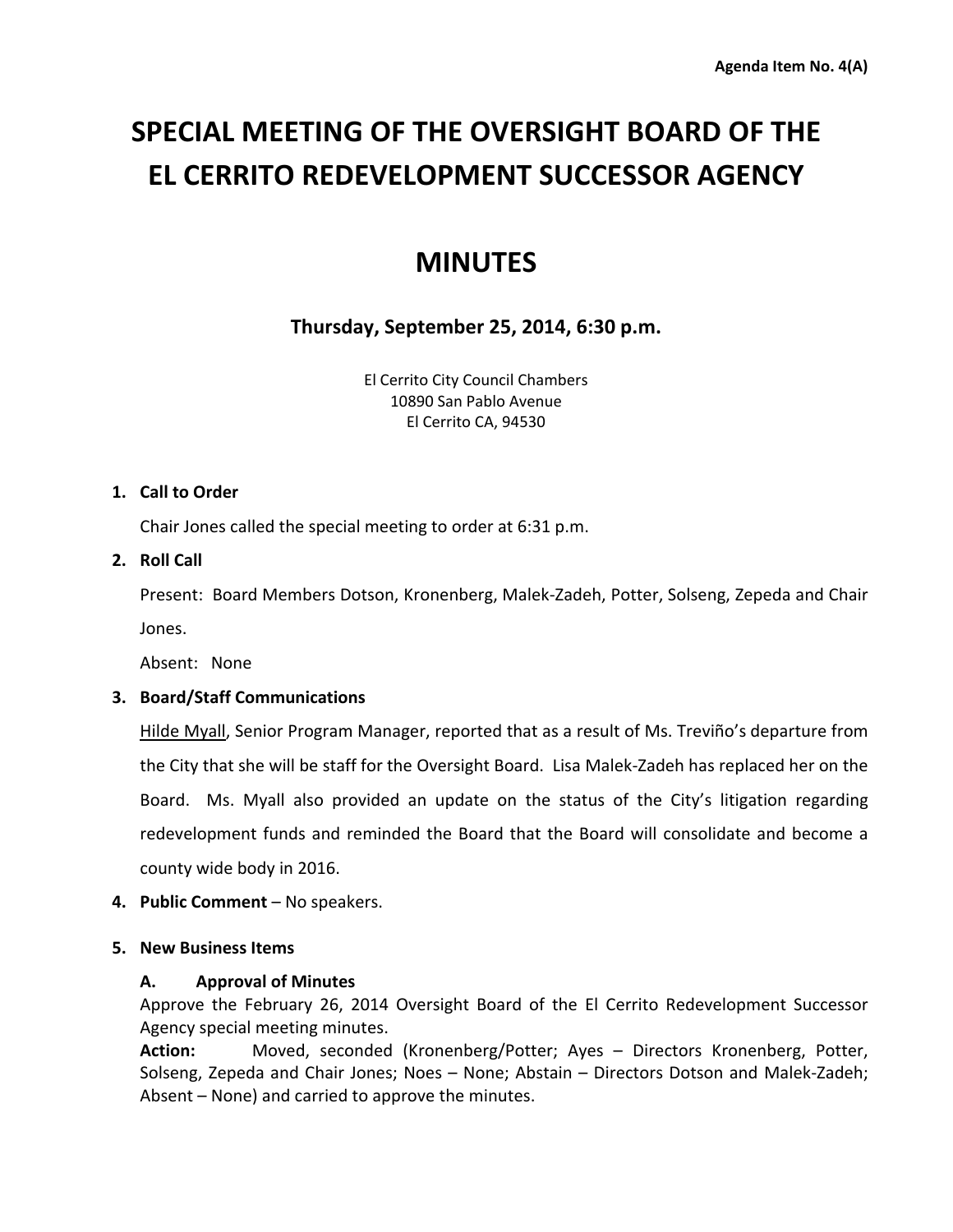Agenda Item No. 4(A)

# SPECIAL MEETING OF THE OVERSIGHT BOARD OF THE EL CERRITO REDEVELOPMENT SUCCESSOR AGENCY

# MINUTES

### Thursday, September 25, 2014, 6:30 p.m.

El Cerrito City Council Chambers
10890 San Pablo Avenue
El Cerrito CA, 94530

**1. Call to Order**

Chair Jones called the special meeting to order at 6:31 p.m.

**2. Roll Call**

Present: Board Members Dotson, Kronenberg, Malek-Zadeh, Potter, Solseng, Zepeda and Chair Jones.

Absent: None

**3. Board/Staff Communications**

Hilde Myall, Senior Program Manager, reported that as a result of Ms. Treviño's departure from the City that she will be staff for the Oversight Board. Lisa Malek-Zadeh has replaced her on the Board. Ms. Myall also provided an update on the status of the City's litigation regarding redevelopment funds and reminded the Board that the Board will consolidate and become a county wide body in 2016.

**4. Public Comment** – No speakers.

**5. New Business Items**

**A. Approval of Minutes**

Approve the February 26, 2014 Oversight Board of the El Cerrito Redevelopment Successor Agency special meeting minutes.

**Action:** Moved, seconded (Kronenberg/Potter; Ayes – Directors Kronenberg, Potter, Solseng, Zepeda and Chair Jones; Noes – None; Abstain – Directors Dotson and Malek-Zadeh; Absent – None) and carried to approve the minutes.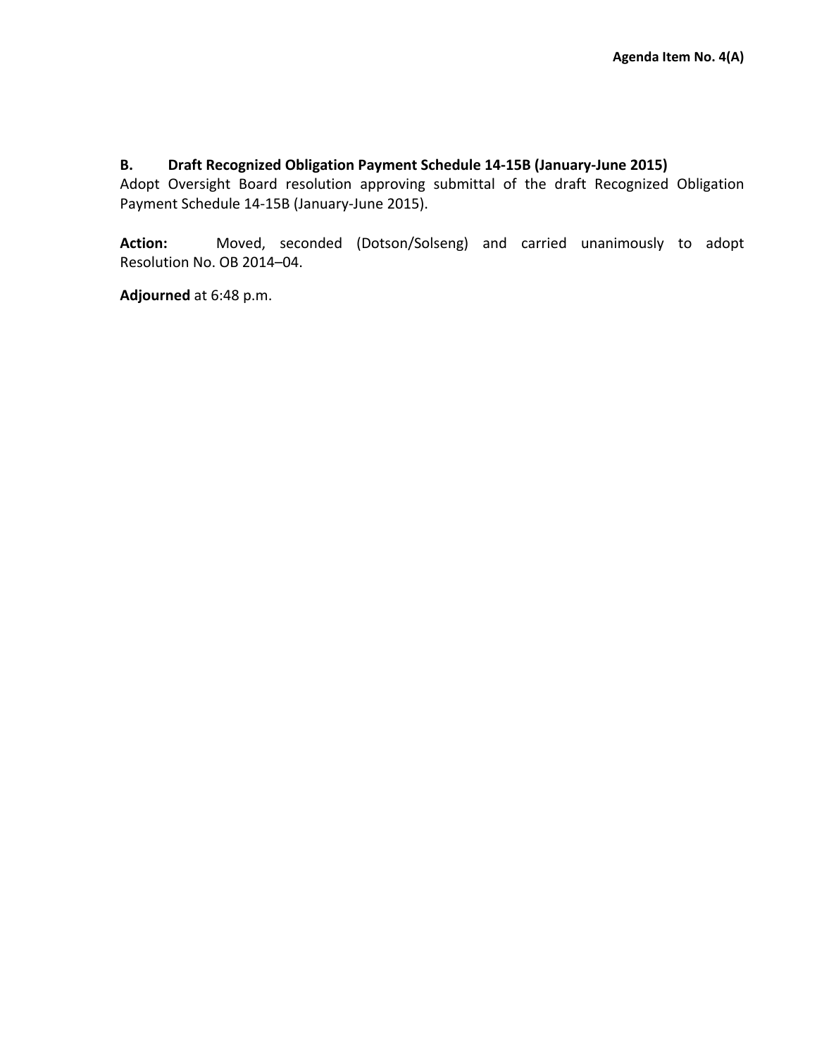**B. Draft Recognized Obligation Payment Schedule 14-15B (January-June 2015)**

Adopt Oversight Board resolution approving submittal of the draft Recognized Obligation Payment Schedule 14-15B (January-June 2015).

**Action:** Moved, seconded (Dotson/Solseng) and carried unanimously to adopt Resolution No. OB 2014–04.

**Adjourned** at 6:48 p.m.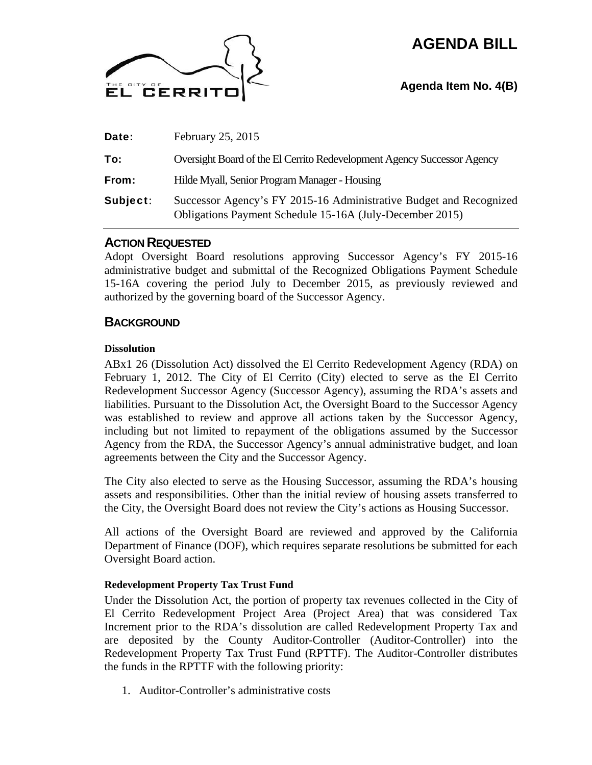# AGENDA BILL

**Agenda Item No. 4(B)**

| | |
|---|---|
| **Date:** | February 25, 2015 |
| **To:** | Oversight Board of the El Cerrito Redevelopment Agency Successor Agency |
| **From:** | Hilde Myall, Senior Program Manager - Housing |
| **Subject:** | Successor Agency's FY 2015-16 Administrative Budget and Recognized Obligations Payment Schedule 15-16A (July-December 2015) |

## ACTION REQUESTED

Adopt Oversight Board resolutions approving Successor Agency's FY 2015-16 administrative budget and submittal of the Recognized Obligations Payment Schedule 15-16A covering the period July to December 2015, as previously reviewed and authorized by the governing board of the Successor Agency.

## BACKGROUND

### Dissolution

ABx1 26 (Dissolution Act) dissolved the El Cerrito Redevelopment Agency (RDA) on February 1, 2012. The City of El Cerrito (City) elected to serve as the El Cerrito Redevelopment Successor Agency (Successor Agency), assuming the RDA's assets and liabilities. Pursuant to the Dissolution Act, the Oversight Board to the Successor Agency was established to review and approve all actions taken by the Successor Agency, including but not limited to repayment of the obligations assumed by the Successor Agency from the RDA, the Successor Agency's annual administrative budget, and loan agreements between the City and the Successor Agency.

The City also elected to serve as the Housing Successor, assuming the RDA's housing assets and responsibilities. Other than the initial review of housing assets transferred to the City, the Oversight Board does not review the City's actions as Housing Successor.

All actions of the Oversight Board are reviewed and approved by the California Department of Finance (DOF), which requires separate resolutions be submitted for each Oversight Board action.

### Redevelopment Property Tax Trust Fund

Under the Dissolution Act, the portion of property tax revenues collected in the City of El Cerrito Redevelopment Project Area (Project Area) that was considered Tax Increment prior to the RDA's dissolution are called Redevelopment Property Tax and are deposited by the County Auditor-Controller (Auditor-Controller) into the Redevelopment Property Tax Trust Fund (RPTTF). The Auditor-Controller distributes the funds in the RPTTF with the following priority:

1. Auditor-Controller's administrative costs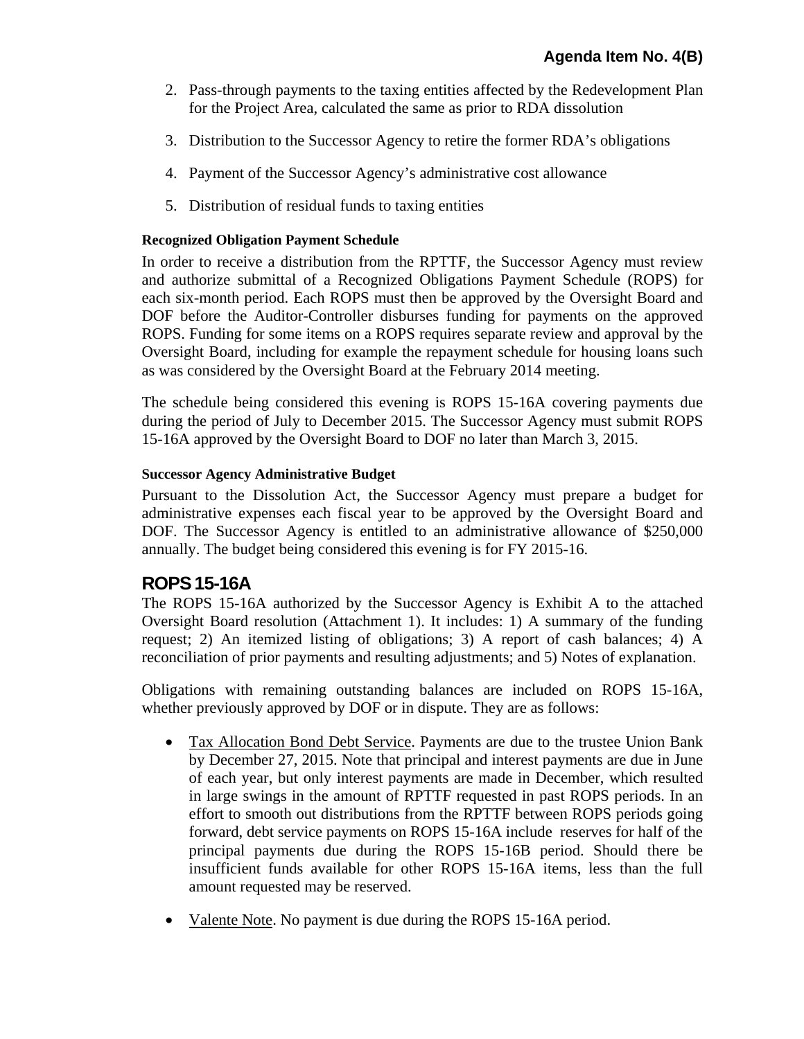2. Pass-through payments to the taxing entities affected by the Redevelopment Plan for the Project Area, calculated the same as prior to RDA dissolution

3. Distribution to the Successor Agency to retire the former RDA's obligations

4. Payment of the Successor Agency's administrative cost allowance

5. Distribution of residual funds to taxing entities

#### Recognized Obligation Payment Schedule

In order to receive a distribution from the RPTTF, the Successor Agency must review and authorize submittal of a Recognized Obligations Payment Schedule (ROPS) for each six-month period. Each ROPS must then be approved by the Oversight Board and DOF before the Auditor-Controller disburses funding for payments on the approved ROPS. Funding for some items on a ROPS requires separate review and approval by the Oversight Board, including for example the repayment schedule for housing loans such as was considered by the Oversight Board at the February 2014 meeting.

The schedule being considered this evening is ROPS 15-16A covering payments due during the period of July to December 2015. The Successor Agency must submit ROPS 15-16A approved by the Oversight Board to DOF no later than March 3, 2015.

#### Successor Agency Administrative Budget

Pursuant to the Dissolution Act, the Successor Agency must prepare a budget for administrative expenses each fiscal year to be approved by the Oversight Board and DOF. The Successor Agency is entitled to an administrative allowance of $250,000 annually. The budget being considered this evening is for FY 2015-16.

## ROPS 15-16A

The ROPS 15-16A authorized by the Successor Agency is Exhibit A to the attached Oversight Board resolution (Attachment 1). It includes: 1) A summary of the funding request; 2) An itemized listing of obligations; 3) A report of cash balances; 4) A reconciliation of prior payments and resulting adjustments; and 5) Notes of explanation.

Obligations with remaining outstanding balances are included on ROPS 15-16A, whether previously approved by DOF or in dispute. They are as follows:

- Tax Allocation Bond Debt Service. Payments are due to the trustee Union Bank by December 27, 2015. Note that principal and interest payments are due in June of each year, but only interest payments are made in December, which resulted in large swings in the amount of RPTTF requested in past ROPS periods. In an effort to smooth out distributions from the RPTTF between ROPS periods going forward, debt service payments on ROPS 15-16A include reserves for half of the principal payments due during the ROPS 15-16B period. Should there be insufficient funds available for other ROPS 15-16A items, less than the full amount requested may be reserved.

- Valente Note. No payment is due during the ROPS 15-16A period.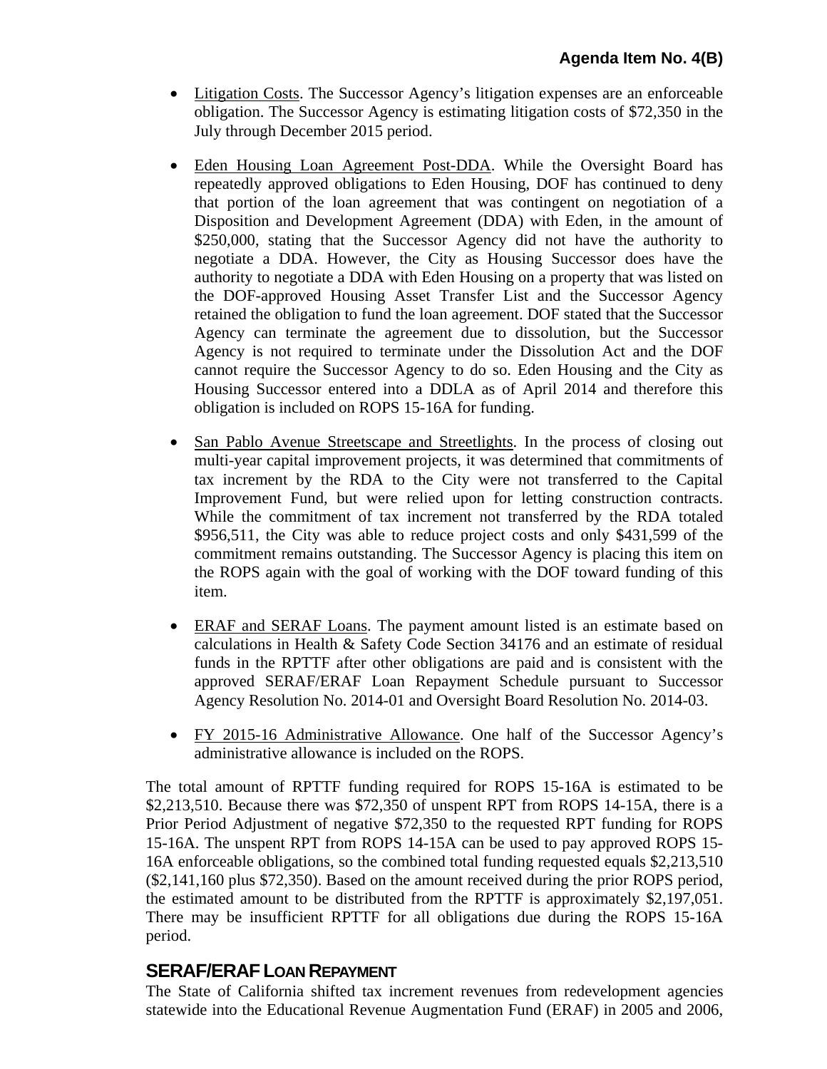**Agenda Item No. 4(B)**

- Litigation Costs. The Successor Agency's litigation expenses are an enforceable obligation. The Successor Agency is estimating litigation costs of $72,350 in the July through December 2015 period.

- Eden Housing Loan Agreement Post-DDA. While the Oversight Board has repeatedly approved obligations to Eden Housing, DOF has continued to deny that portion of the loan agreement that was contingent on negotiation of a Disposition and Development Agreement (DDA) with Eden, in the amount of $250,000, stating that the Successor Agency did not have the authority to negotiate a DDA. However, the City as Housing Successor does have the authority to negotiate a DDA with Eden Housing on a property that was listed on the DOF-approved Housing Asset Transfer List and the Successor Agency retained the obligation to fund the loan agreement. DOF stated that the Successor Agency can terminate the agreement due to dissolution, but the Successor Agency is not required to terminate under the Dissolution Act and the DOF cannot require the Successor Agency to do so. Eden Housing and the City as Housing Successor entered into a DDLA as of April 2014 and therefore this obligation is included on ROPS 15-16A for funding.

- San Pablo Avenue Streetscape and Streetlights. In the process of closing out multi-year capital improvement projects, it was determined that commitments of tax increment by the RDA to the City were not transferred to the Capital Improvement Fund, but were relied upon for letting construction contracts. While the commitment of tax increment not transferred by the RDA totaled $956,511, the City was able to reduce project costs and only $431,599 of the commitment remains outstanding. The Successor Agency is placing this item on the ROPS again with the goal of working with the DOF toward funding of this item.

- ERAF and SERAF Loans. The payment amount listed is an estimate based on calculations in Health & Safety Code Section 34176 and an estimate of residual funds in the RPTTF after other obligations are paid and is consistent with the approved SERAF/ERAF Loan Repayment Schedule pursuant to Successor Agency Resolution No. 2014-01 and Oversight Board Resolution No. 2014-03.

- FY 2015-16 Administrative Allowance. One half of the Successor Agency's administrative allowance is included on the ROPS.

The total amount of RPTTF funding required for ROPS 15-16A is estimated to be $2,213,510. Because there was $72,350 of unspent RPT from ROPS 14-15A, there is a Prior Period Adjustment of negative $72,350 to the requested RPT funding for ROPS 15-16A. The unspent RPT from ROPS 14-15A can be used to pay approved ROPS 15-16A enforceable obligations, so the combined total funding requested equals $2,213,510 ($2,141,160 plus $72,350). Based on the amount received during the prior ROPS period, the estimated amount to be distributed from the RPTTF is approximately $2,197,051. There may be insufficient RPTTF for all obligations due during the ROPS 15-16A period.

## SERAF/ERAF LOAN REPAYMENT

The State of California shifted tax increment revenues from redevelopment agencies statewide into the Educational Revenue Augmentation Fund (ERAF) in 2005 and 2006,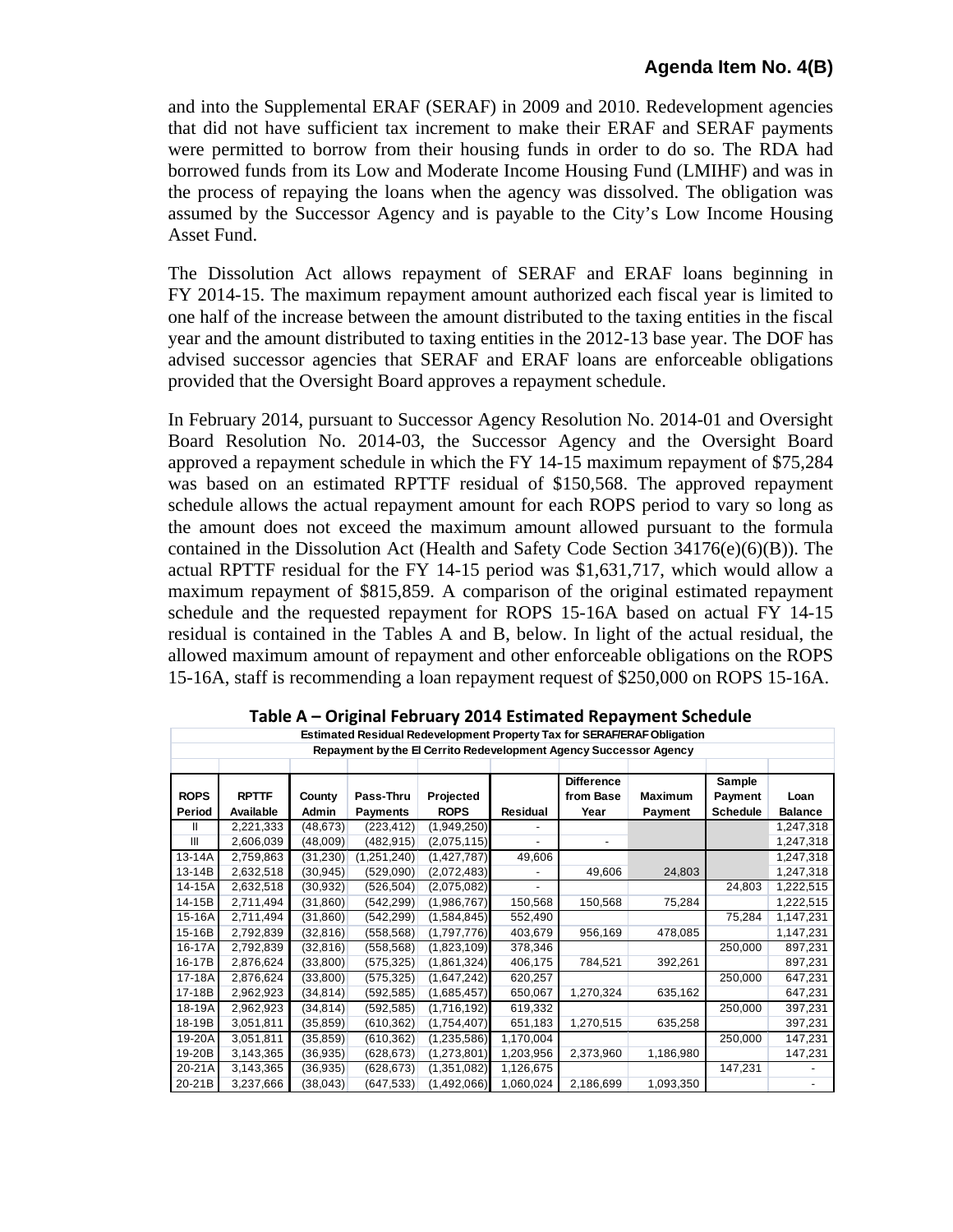and into the Supplemental ERAF (SERAF) in 2009 and 2010. Redevelopment agencies that did not have sufficient tax increment to make their ERAF and SERAF payments were permitted to borrow from their housing funds in order to do so. The RDA had borrowed funds from its Low and Moderate Income Housing Fund (LMIHF) and was in the process of repaying the loans when the agency was dissolved. The obligation was assumed by the Successor Agency and is payable to the City's Low Income Housing Asset Fund.

The Dissolution Act allows repayment of SERAF and ERAF loans beginning in FY 2014-15. The maximum repayment amount authorized each fiscal year is limited to one half of the increase between the amount distributed to the taxing entities in the fiscal year and the amount distributed to taxing entities in the 2012-13 base year. The DOF has advised successor agencies that SERAF and ERAF loans are enforceable obligations provided that the Oversight Board approves a repayment schedule.

In February 2014, pursuant to Successor Agency Resolution No. 2014-01 and Oversight Board Resolution No. 2014-03, the Successor Agency and the Oversight Board approved a repayment schedule in which the FY 14-15 maximum repayment of $75,284 was based on an estimated RPTTF residual of $150,568. The approved repayment schedule allows the actual repayment amount for each ROPS period to vary so long as the amount does not exceed the maximum amount allowed pursuant to the formula contained in the Dissolution Act (Health and Safety Code Section 34176(e)(6)(B)). The actual RPTTF residual for the FY 14-15 period was $1,631,717, which would allow a maximum repayment of $815,859. A comparison of the original estimated repayment schedule and the requested repayment for ROPS 15-16A based on actual FY 14-15 residual is contained in the Tables A and B, below. In light of the actual residual, the allowed maximum amount of repayment and other enforceable obligations on the ROPS 15-16A, staff is recommending a loan repayment request of $250,000 on ROPS 15-16A.

**Table A – Original February 2014 Estimated Repayment Schedule**

Estimated Residual Redevelopment Property Tax for SERAF/ERAF Obligation Repayment by the El Cerrito Redevelopment Agency Successor Agency

| ROPS Period | RPTTF Available | County Admin | Pass-Thru Payments | Projected ROPS | Residual | Difference from Base Year | Maximum Payment | Sample Payment Schedule | Loan Balance |
|---|---|---|---|---|---|---|---|---|---|
| II | 2,221,333 | (48,673) | (223,412) | (1,949,250) | - | | | | 1,247,318 |
| III | 2,606,039 | (48,009) | (482,915) | (2,075,115) | - | - | | | 1,247,318 |
| 13-14A | 2,759,863 | (31,230) | (1,251,240) | (1,427,787) | 49,606 | | | | 1,247,318 |
| 13-14B | 2,632,518 | (30,945) | (529,090) | (2,072,483) | - | 49,606 | 24,803 | | 1,247,318 |
| 14-15A | 2,632,518 | (30,932) | (526,504) | (2,075,082) | - | | | 24,803 | 1,222,515 |
| 14-15B | 2,711,494 | (31,860) | (542,299) | (1,986,767) | 150,568 | 150,568 | 75,284 | | 1,222,515 |
| 15-16A | 2,711,494 | (31,860) | (542,299) | (1,584,845) | 552,490 | | | 75,284 | 1,147,231 |
| 15-16B | 2,792,839 | (32,816) | (558,568) | (1,797,776) | 403,679 | 956,169 | 478,085 | | 1,147,231 |
| 16-17A | 2,792,839 | (32,816) | (558,568) | (1,823,109) | 378,346 | | | 250,000 | 897,231 |
| 16-17B | 2,876,624 | (33,800) | (575,325) | (1,861,324) | 406,175 | 784,521 | 392,261 | | 897,231 |
| 17-18A | 2,876,624 | (33,800) | (575,325) | (1,647,242) | 620,257 | | | 250,000 | 647,231 |
| 17-18B | 2,962,923 | (34,814) | (592,585) | (1,685,457) | 650,067 | 1,270,324 | 635,162 | | 647,231 |
| 18-19A | 2,962,923 | (34,814) | (592,585) | (1,716,192) | 619,332 | | | 250,000 | 397,231 |
| 18-19B | 3,051,811 | (35,859) | (610,362) | (1,754,407) | 651,183 | 1,270,515 | 635,258 | | 397,231 |
| 19-20A | 3,051,811 | (35,859) | (610,362) | (1,235,586) | 1,170,004 | | | 250,000 | 147,231 |
| 19-20B | 3,143,365 | (36,935) | (628,673) | (1,273,801) | 1,203,956 | 2,373,960 | 1,186,980 | | 147,231 |
| 20-21A | 3,143,365 | (36,935) | (628,673) | (1,351,082) | 1,126,675 | | | 147,231 | - |
| 20-21B | 3,237,666 | (38,043) | (647,533) | (1,492,066) | 1,060,024 | 2,186,699 | 1,093,350 | | - |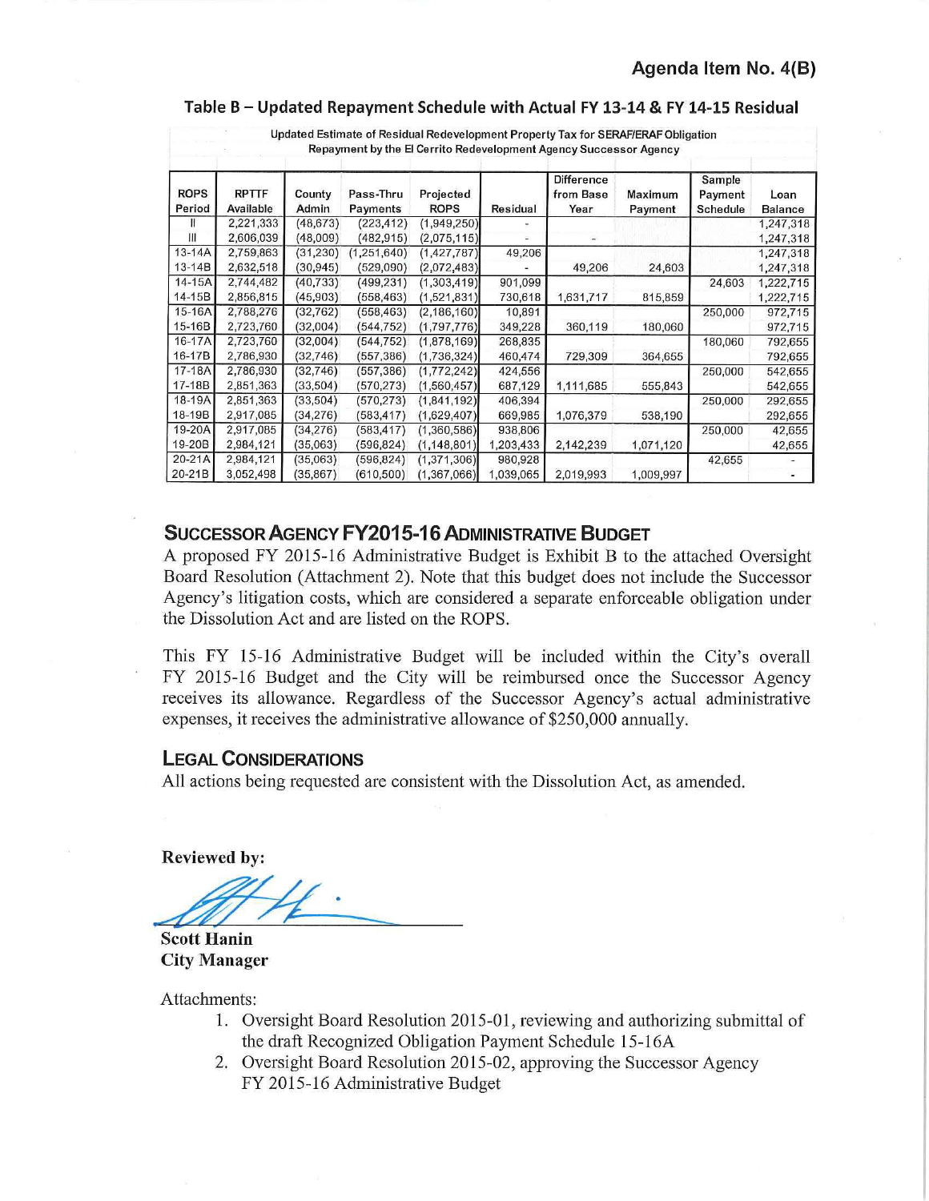## Agenda Item No. 4(B)

### Table B – Updated Repayment Schedule with Actual FY 13-14 & FY 14-15 Residual

Updated Estimate of Residual Redevelopment Property Tax for SERAF/ERAF Obligation Repayment by the El Cerrito Redevelopment Agency Successor Agency

| ROPS Period | RPTTF Available | County Admin | Pass-Thru Payments | Projected ROPS | Residual | Difference from Base Year | Maximum Payment | Sample Payment Schedule | Loan Balance |
|---|---|---|---|---|---|---|---|---|---|
| II | 2,221,333 | (48,673) | (223,412) | (1,949,250) | - | | | | 1,247,318 |
| III | 2,606,039 | (48,009) | (482,915) | (2,075,115) | - | - | | | 1,247,318 |
| 13-14A | 2,759,863 | (31,230) | (1,251,640) | (1,427,787) | 49,206 | | | | 1,247,318 |
| 13-14B | 2,632,518 | (30,945) | (529,090) | (2,072,483) | - | 49,206 | 24,603 | | 1,247,318 |
| 14-15A | 2,744,482 | (40,733) | (499,231) | (1,303,419) | 901,099 | | | 24,603 | 1,222,715 |
| 14-15B | 2,856,815 | (45,903) | (558,463) | (1,521,831) | 730,618 | 1,631,717 | 815,859 | | 1,222,715 |
| 15-16A | 2,788,276 | (32,762) | (558,463) | (2,186,160) | 10,891 | | | 250,000 | 972,715 |
| 15-16B | 2,723,760 | (32,004) | (544,752) | (1,797,776) | 349,228 | 360,119 | 180,060 | | 972,715 |
| 16-17A | 2,723,760 | (32,004) | (544,752) | (1,878,169) | 268,835 | | | 180,060 | 792,655 |
| 16-17B | 2,786,930 | (32,746) | (557,386) | (1,736,324) | 460,474 | 729,309 | 364,655 | | 792,655 |
| 17-18A | 2,786,930 | (32,746) | (557,386) | (1,772,242) | 424,556 | | | 250,000 | 542,655 |
| 17-18B | 2,851,363 | (33,504) | (570,273) | (1,560,457) | 687,129 | 1,111,685 | 555,843 | | 542,655 |
| 18-19A | 2,851,363 | (33,504) | (570,273) | (1,841,192) | 406,394 | | | 250,000 | 292,655 |
| 18-19B | 2,917,085 | (34,276) | (583,417) | (1,629,407) | 669,985 | 1,076,379 | 538,190 | | 292,655 |
| 19-20A | 2,917,085 | (34,276) | (583,417) | (1,360,586) | 938,806 | | | 250,000 | 42,655 |
| 19-20B | 2,984,121 | (35,063) | (596,824) | (1,148,801) | 1,203,433 | 2,142,239 | 1,071,120 | | 42,655 |
| 20-21A | 2,984,121 | (35,063) | (596,824) | (1,371,306) | 980,928 | | | 42,655 | - |
| 20-21B | 3,052,498 | (35,867) | (610,500) | (1,367,066) | 1,039,065 | 2,019,993 | 1,009,997 | | - |

## Successor Agency FY2015-16 Administrative Budget

A proposed FY 2015-16 Administrative Budget is Exhibit B to the attached Oversight Board Resolution (Attachment 2). Note that this budget does not include the Successor Agency's litigation costs, which are considered a separate enforceable obligation under the Dissolution Act and are listed on the ROPS.

This FY 15-16 Administrative Budget will be included within the City's overall FY 2015-16 Budget and the City will be reimbursed once the Successor Agency receives its allowance. Regardless of the Successor Agency's actual administrative expenses, it receives the administrative allowance of $250,000 annually.

## Legal Considerations

All actions being requested are consistent with the Dissolution Act, as amended.

**Reviewed by:**

**Scott Hanin**
**City Manager**

Attachments:

1. Oversight Board Resolution 2015-01, reviewing and authorizing submittal of the draft Recognized Obligation Payment Schedule 15-16A
2. Oversight Board Resolution 2015-02, approving the Successor Agency FY 2015-16 Administrative Budget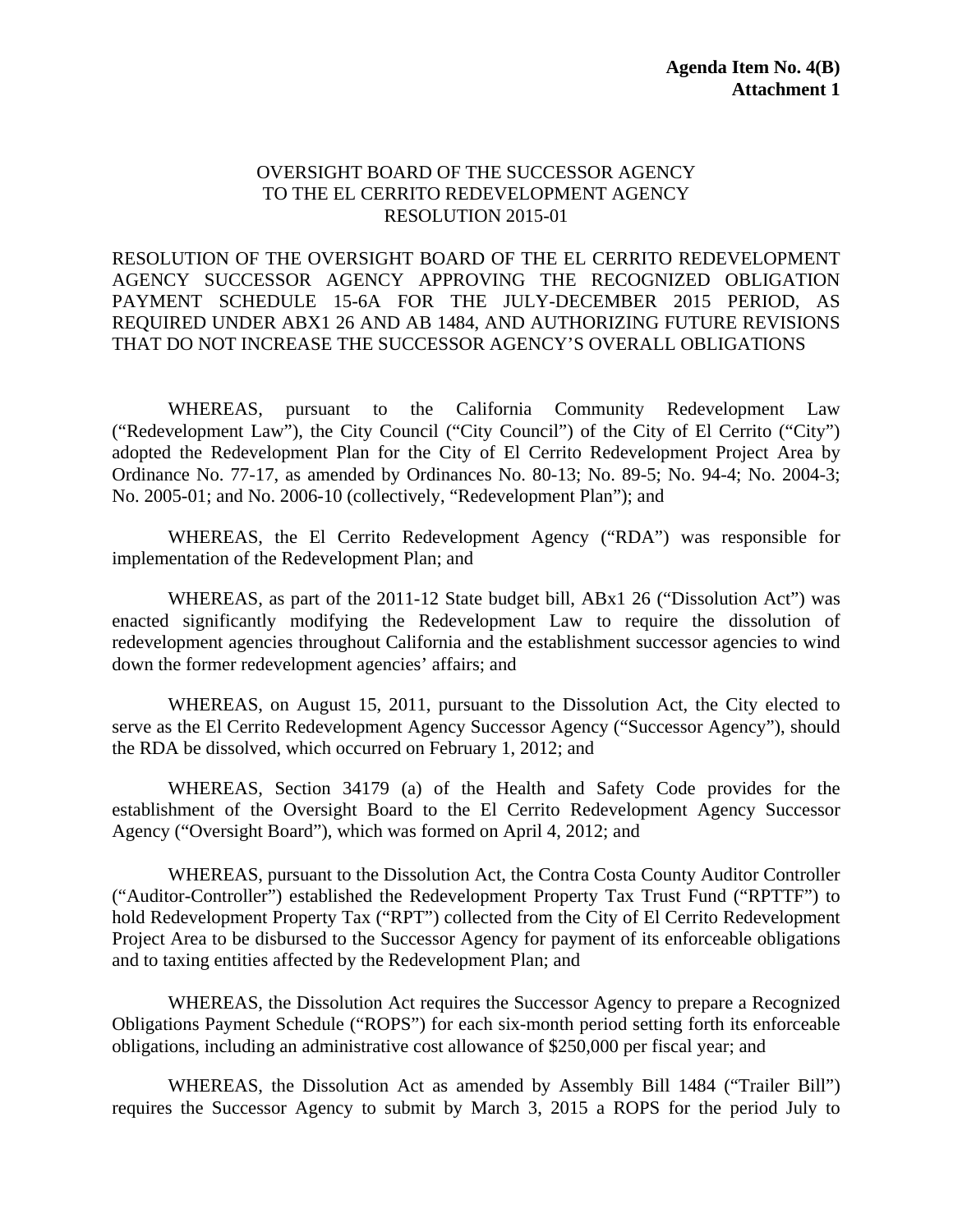**Agenda Item No. 4(B)**
**Attachment 1**

OVERSIGHT BOARD OF THE SUCCESSOR AGENCY
TO THE EL CERRITO REDEVELOPMENT AGENCY
RESOLUTION 2015-01

RESOLUTION OF THE OVERSIGHT BOARD OF THE EL CERRITO REDEVELOPMENT AGENCY SUCCESSOR AGENCY APPROVING THE RECOGNIZED OBLIGATION PAYMENT SCHEDULE 15-6A FOR THE JULY-DECEMBER 2015 PERIOD, AS REQUIRED UNDER ABX1 26 AND AB 1484, AND AUTHORIZING FUTURE REVISIONS THAT DO NOT INCREASE THE SUCCESSOR AGENCY'S OVERALL OBLIGATIONS

WHEREAS, pursuant to the California Community Redevelopment Law ("Redevelopment Law"), the City Council ("City Council") of the City of El Cerrito ("City") adopted the Redevelopment Plan for the City of El Cerrito Redevelopment Project Area by Ordinance No. 77-17, as amended by Ordinances No. 80-13; No. 89-5; No. 94-4; No. 2004-3; No. 2005-01; and No. 2006-10 (collectively, "Redevelopment Plan"); and

WHEREAS, the El Cerrito Redevelopment Agency ("RDA") was responsible for implementation of the Redevelopment Plan; and

WHEREAS, as part of the 2011-12 State budget bill, ABx1 26 ("Dissolution Act") was enacted significantly modifying the Redevelopment Law to require the dissolution of redevelopment agencies throughout California and the establishment successor agencies to wind down the former redevelopment agencies' affairs; and

WHEREAS, on August 15, 2011, pursuant to the Dissolution Act, the City elected to serve as the El Cerrito Redevelopment Agency Successor Agency ("Successor Agency"), should the RDA be dissolved, which occurred on February 1, 2012; and

WHEREAS, Section 34179 (a) of the Health and Safety Code provides for the establishment of the Oversight Board to the El Cerrito Redevelopment Agency Successor Agency ("Oversight Board"), which was formed on April 4, 2012; and

WHEREAS, pursuant to the Dissolution Act, the Contra Costa County Auditor Controller ("Auditor-Controller") established the Redevelopment Property Tax Trust Fund ("RPTTF") to hold Redevelopment Property Tax ("RPT") collected from the City of El Cerrito Redevelopment Project Area to be disbursed to the Successor Agency for payment of its enforceable obligations and to taxing entities affected by the Redevelopment Plan; and

WHEREAS, the Dissolution Act requires the Successor Agency to prepare a Recognized Obligations Payment Schedule ("ROPS") for each six-month period setting forth its enforceable obligations, including an administrative cost allowance of $250,000 per fiscal year; and

WHEREAS, the Dissolution Act as amended by Assembly Bill 1484 ("Trailer Bill") requires the Successor Agency to submit by March 3, 2015 a ROPS for the period July to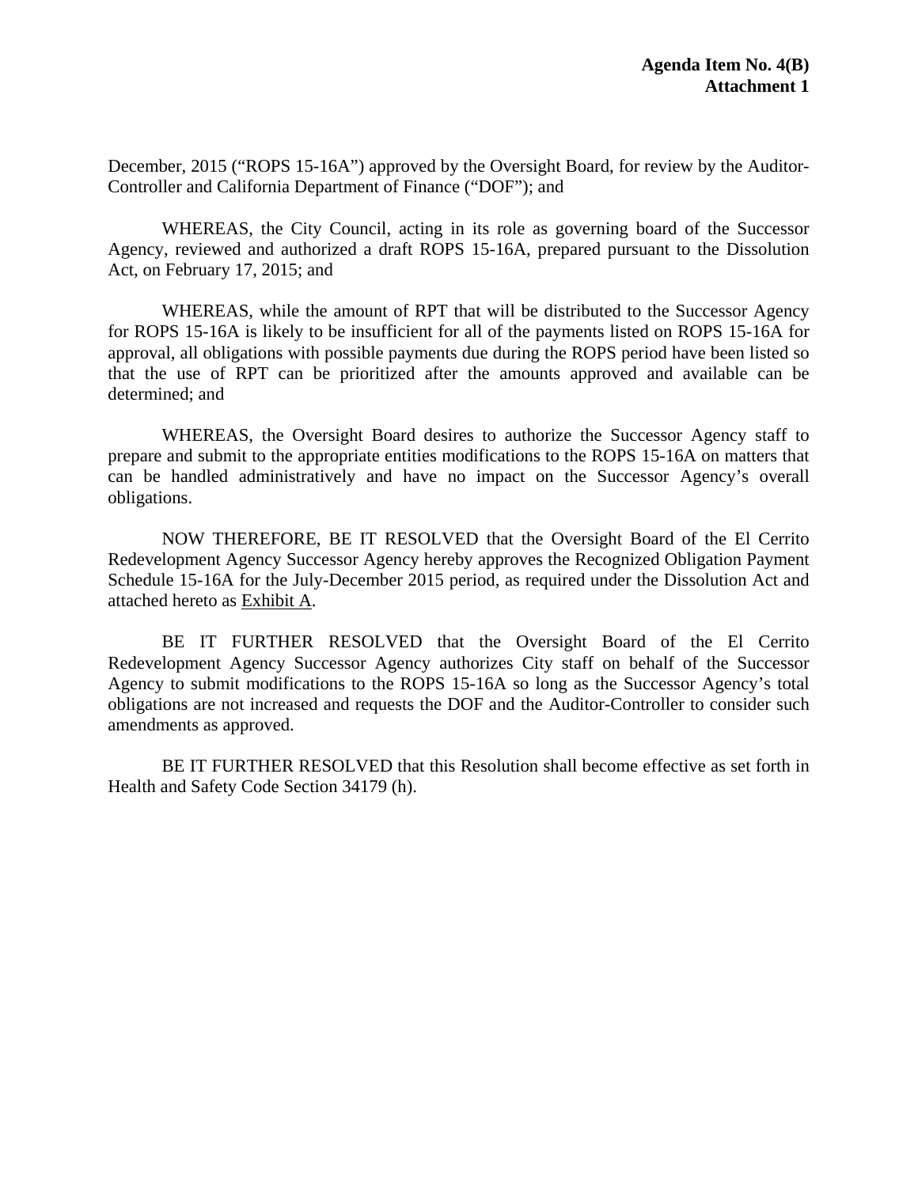**Agenda Item No. 4(B)**
**Attachment 1**

December, 2015 ("ROPS 15-16A") approved by the Oversight Board, for review by the Auditor-Controller and California Department of Finance ("DOF"); and

WHEREAS, the City Council, acting in its role as governing board of the Successor Agency, reviewed and authorized a draft ROPS 15-16A, prepared pursuant to the Dissolution Act, on February 17, 2015; and

WHEREAS, while the amount of RPT that will be distributed to the Successor Agency for ROPS 15-16A is likely to be insufficient for all of the payments listed on ROPS 15-16A for approval, all obligations with possible payments due during the ROPS period have been listed so that the use of RPT can be prioritized after the amounts approved and available can be determined; and

WHEREAS, the Oversight Board desires to authorize the Successor Agency staff to prepare and submit to the appropriate entities modifications to the ROPS 15-16A on matters that can be handled administratively and have no impact on the Successor Agency's overall obligations.

NOW THEREFORE, BE IT RESOLVED that the Oversight Board of the El Cerrito Redevelopment Agency Successor Agency hereby approves the Recognized Obligation Payment Schedule 15-16A for the July-December 2015 period, as required under the Dissolution Act and attached hereto as Exhibit A.

BE IT FURTHER RESOLVED that the Oversight Board of the El Cerrito Redevelopment Agency Successor Agency authorizes City staff on behalf of the Successor Agency to submit modifications to the ROPS 15-16A so long as the Successor Agency's total obligations are not increased and requests the DOF and the Auditor-Controller to consider such amendments as approved.

BE IT FURTHER RESOLVED that this Resolution shall become effective as set forth in Health and Safety Code Section 34179 (h).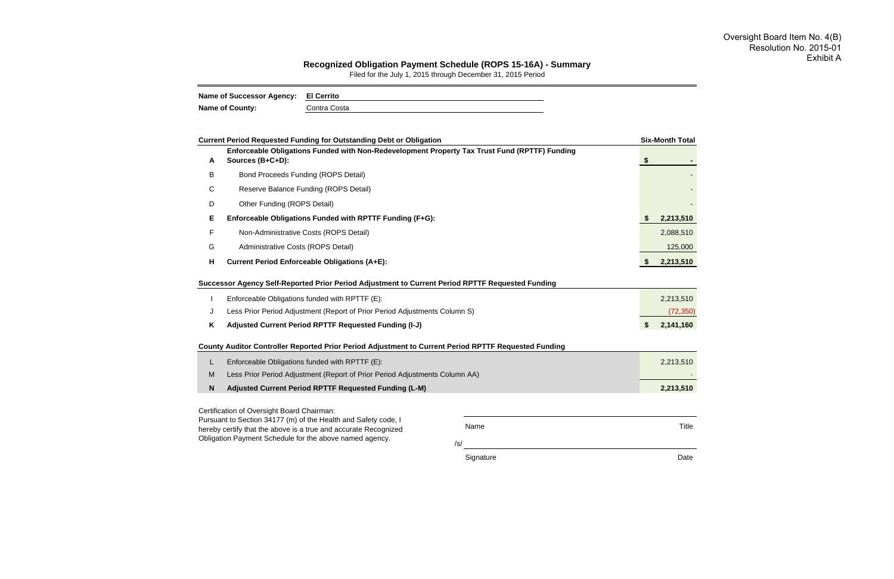Oversight Board Item No. 4(B)
Resolution No. 2015-01
Exhibit A

## Recognized Obligation Payment Schedule (ROPS 15-16A) - Summary

Filed for the July 1, 2015 through December 31, 2015 Period

**Name of Successor Agency:** **El Cerrito**
**Name of County:** Contra Costa

| | **Current Period Requested Funding for Outstanding Debt or Obligation** | **Six-Month Total** |
|---|---|---|
| **A** | **Enforceable Obligations Funded with Non-Redevelopment Property Tax Trust Fund (RPTTF) Funding Sources (B+C+D):** | **$ -** |
| B | Bond Proceeds Funding (ROPS Detail) | - |
| C | Reserve Balance Funding (ROPS Detail) | - |
| D | Other Funding (ROPS Detail) | - |
| **E** | **Enforceable Obligations Funded with RPTTF Funding (F+G):** | **$ 2,213,510** |
| F | Non-Administrative Costs (ROPS Detail) | 2,088,510 |
| G | Administrative Costs (ROPS Detail) | 125,000 |
| **H** | **Current Period Enforceable Obligations (A+E):** | **$ 2,213,510** |

| | **Successor Agency Self-Reported Prior Period Adjustment to Current Period RPTTF Requested Funding** | |
|---|---|---|
| I | Enforceable Obligations funded with RPTTF (E): | 2,213,510 |
| J | Less Prior Period Adjustment (Report of Prior Period Adjustments Column S) | (72,350) |
| **K** | **Adjusted Current Period RPTTF Requested Funding (I-J)** | **$ 2,141,160** |

| | **County Auditor Controller Reported Prior Period Adjustment to Current Period RPTTF Requested Funding** | |
|---|---|---|
| L | Enforceable Obligations funded with RPTTF (E): | 2,213,510 |
| M | Less Prior Period Adjustment (Report of Prior Period Adjustments Column AA) | - |
| **N** | **Adjusted Current Period RPTTF Requested Funding (L-M)** | **2,213,510** |

Certification of Oversight Board Chairman:
Pursuant to Section 34177 (m) of the Health and Safety code, I hereby certify that the above is a true and accurate Recognized Obligation Payment Schedule for the above named agency.

Name ________________________ Title

/s/ ________________________

Signature ________________________ Date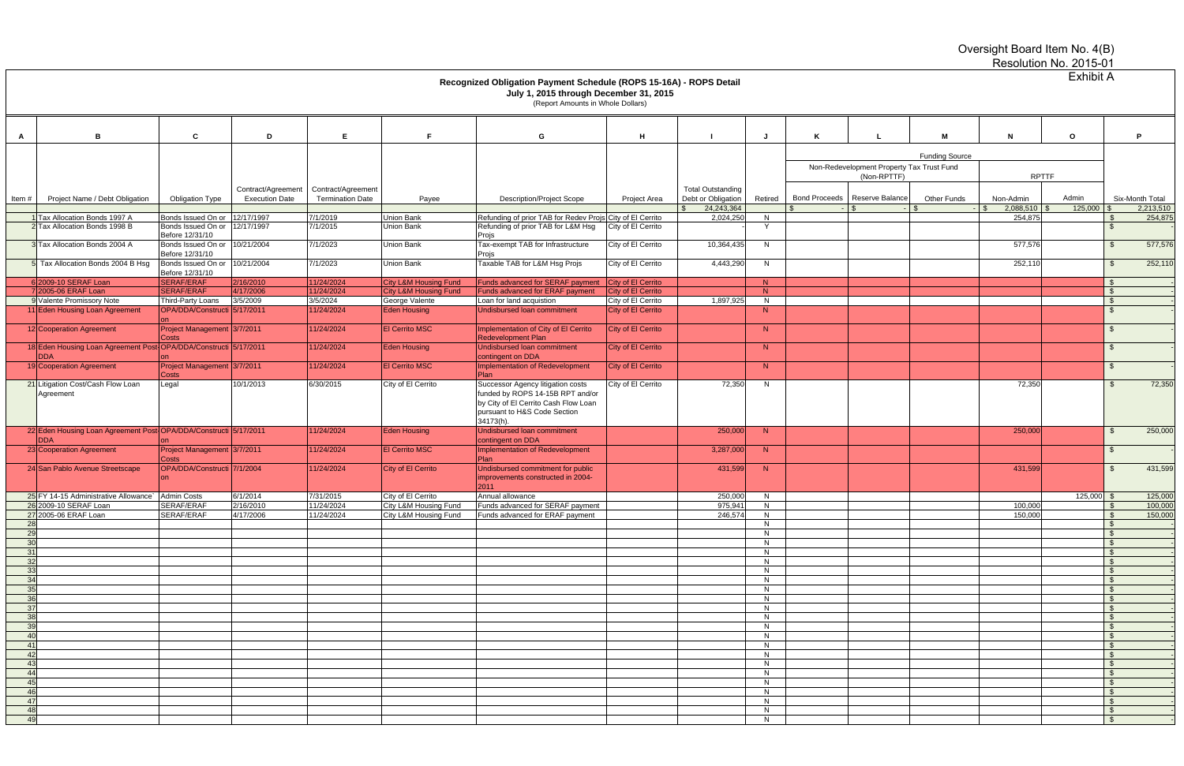Oversight Board Item No. 4(B)
Resolution No. 2015-01
Exhibit A

**Recognized Obligation Payment Schedule (ROPS 15-16A) - ROPS Detail**
**July 1, 2015 through December 31, 2015**
(Report Amounts in Whole Dollars)

| A | B | C | D | E | F | G | H | I | J | K | L | M | N | O | P |
|---|---|---|---|---|---|---|---|---|---|---|---|---|---|---|---|
| | | | | | | | | | | Funding Source | | | | | |
| | | | | | | | | | | Non-Redevelopment Property Tax Trust Fund (Non-RPTTF) | | | RPTTF | | |
| Item # | Project Name / Debt Obligation | Obligation Type | Contract/Agreement Execution Date | Contract/Agreement Termination Date | Payee | Description/Project Scope | Project Area | Total Outstanding Debt or Obligation | Retired | Bond Proceeds | Reserve Balance | Other Funds | Non-Admin | Admin | Six-Month Total |
| | | | | | | | | $ 24,243,364 | | $ - | $ - | $ - | $ 2,088,510 | $ 125,000 | $ 2,213,510 |
| 1 | Tax Allocation Bonds 1997 A | Bonds Issued On or Before 12/31/10 | 12/17/1997 | 7/1/2019 | Union Bank | Refunding of prior TAB for Redev Projs | City of El Cerrito | 2,024,250 | N | | | | 254,875 | | $ 254,875 |
| 2 | Tax Allocation Bonds 1998 B | Bonds Issued On or Before 12/31/10 | 12/17/1997 | 7/1/2015 | Union Bank | Refunding of prior TAB for L&M Hsg Projs | City of El Cerrito | - | Y | | | | | | $ - |
| 3 | Tax Allocation Bonds 2004 A | Bonds Issued On or Before 12/31/10 | 10/21/2004 | 7/1/2023 | Union Bank | Tax-exempt TAB for Infrastructure Projs | City of El Cerrito | 10,364,435 | N | | | | 577,576 | | $ 577,576 |
| 5 | Tax Allocation Bonds 2004 B Hsg | Bonds Issued On or Before 12/31/10 | 10/21/2004 | 7/1/2023 | Union Bank | Taxable TAB for L&M Hsg Projs | City of El Cerrito | 4,443,290 | N | | | | 252,110 | | $ 252,110 |
| 6 | 2009-10 SERAF Loan | SERAF/ERAF | 2/16/2010 | 11/24/2024 | City L&M Housing Fund | Funds advanced for SERAF payment | City of El Cerrito | | N | | | | | | $ - |
| 7 | 2005-06 ERAF Loan | SERAF/ERAF | 4/17/2006 | 11/24/2024 | City L&M Housing Fund | Funds advanced for ERAF payment | City of El Cerrito | | N | | | | | | $ - |
| 9 | Valente Promissory Note | Third-Party Loans | 3/5/2009 | 3/5/2024 | George Valente | Loan for land acquistion | City of El Cerrito | 1,897,925 | N | | | | | | $ - |
| 11 | Eden Housing Loan Agreement | OPA/DDA/Construction | 5/17/2011 | 11/24/2024 | Eden Housing | Undisbursed loan commitment | City of El Cerrito | | N | | | | | | $ - |
| 12 | Cooperation Agreement | Project Management Costs | 3/7/2011 | 11/24/2024 | El Cerrito MSC | Implementation of City of El Cerrito Redevelopment Plan | City of El Cerrito | | N | | | | | | $ - |
| 18 | Eden Housing Loan Agreement Post-DDA | OPA/DDA/Construction | 5/17/2011 | 11/24/2024 | Eden Housing | Undisbursed loan commitment contingent on DDA | City of El Cerrito | | N | | | | | | $ - |
| 19 | Cooperation Agreement | Project Management Costs | 3/7/2011 | 11/24/2024 | El Cerrito MSC | Implementation of Redevelopment Plan | City of El Cerrito | | N | | | | | | $ - |
| 21 | Litigation Cost/Cash Flow Loan Agreement | Legal | 10/1/2013 | 6/30/2015 | City of El Cerrito | Successor Agency litigation costs funded by ROPS 14-15B RPT and/or by City of El Cerrito Cash Flow Loan pursuant to H&S Code Section 34173(h). | City of El Cerrito | 72,350 | N | | | | 72,350 | | $ 72,350 |
| 22 | Eden Housing Loan Agreement Post-DDA | OPA/DDA/Construction | 5/17/2011 | 11/24/2024 | Eden Housing | Undisbursed loan commitment contingent on DDA | | 250,000 | N | | | | 250,000 | | $ 250,000 |
| 23 | Cooperation Agreement | Project Management Costs | 3/7/2011 | 11/24/2024 | El Cerrito MSC | Implementation of Redevelopment Plan | | 3,287,000 | N | | | | | | $ - |
| 24 | San Pablo Avenue Streetscape | OPA/DDA/Construction | 7/1/2004 | 11/24/2024 | City of El Cerrito | Undisbursed commitment for public improvements constructed in 2004-2011 | | 431,599 | N | | | | 431,599 | | $ 431,599 |
| 25 | FY 14-15 Administrative Allowance | Admin Costs | 6/1/2014 | 7/31/2015 | City of El Cerrito | Annual allowance | | 250,000 | N | | | | | 125,000 | $ 125,000 |
| 26 | 2009-10 SERAF Loan | SERAF/ERAF | 2/16/2010 | 11/24/2024 | City L&M Housing Fund | Funds advanced for SERAF payment | | 975,941 | N | | | | 100,000 | | $ 100,000 |
| 27 | 2005-06 ERAF Loan | SERAF/ERAF | 4/17/2006 | 11/24/2024 | City L&M Housing Fund | Funds advanced for ERAF payment | | 246,574 | N | | | | 150,000 | | $ 150,000 |
| 28 | | | | | | | | | N | | | | | | $ - |
| 29 | | | | | | | | | N | | | | | | $ - |
| 30 | | | | | | | | | N | | | | | | $ - |
| 31 | | | | | | | | | N | | | | | | $ - |
| 32 | | | | | | | | | N | | | | | | $ - |
| 33 | | | | | | | | | N | | | | | | $ - |
| 34 | | | | | | | | | N | | | | | | $ - |
| 35 | | | | | | | | | N | | | | | | $ - |
| 36 | | | | | | | | | N | | | | | | $ - |
| 37 | | | | | | | | | N | | | | | | $ - |
| 38 | | | | | | | | | N | | | | | | $ - |
| 39 | | | | | | | | | N | | | | | | $ - |
| 40 | | | | | | | | | N | | | | | | $ - |
| 41 | | | | | | | | | N | | | | | | $ - |
| 42 | | | | | | | | | N | | | | | | $ - |
| 43 | | | | | | | | | N | | | | | | $ - |
| 44 | | | | | | | | | N | | | | | | $ - |
| 45 | | | | | | | | | N | | | | | | $ - |
| 46 | | | | | | | | | N | | | | | | $ - |
| 47 | | | | | | | | | N | | | | | | $ - |
| 48 | | | | | | | | | N | | | | | | $ - |
| 49 | | | | | | | | | N | | | | | | $ - |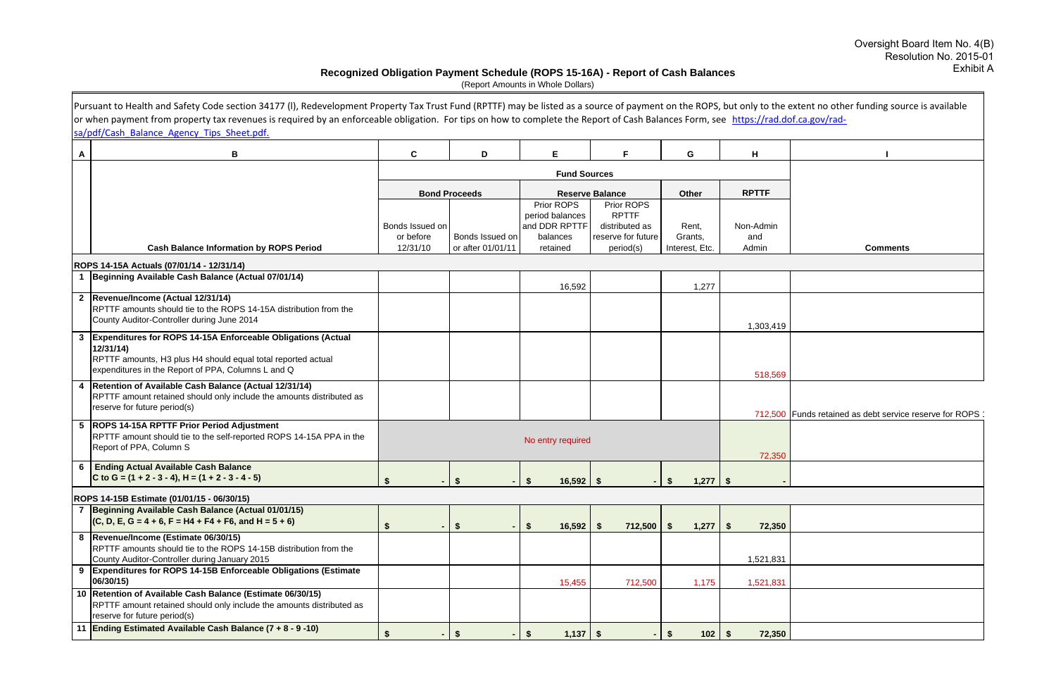Oversight Board Item No. 4(B)
Resolution No. 2015-01
Exhibit A

## Recognized Obligation Payment Schedule (ROPS 15-16A) - Report of Cash Balances

(Report Amounts in Whole Dollars)

Pursuant to Health and Safety Code section 34177 (l), Redevelopment Property Tax Trust Fund (RPTTF) may be listed as a source of payment on the ROPS, but only to the extent no other funding source is available or when payment from property tax revenues is required by an enforceable obligation. For tips on how to complete the Report of Cash Balances Form, see https://rad.dof.ca.gov/rad-sa/pdf/Cash_Balance_Agency_Tips_Sheet.pdf.

| A | B | C | D | E | F | G | H | I |
|---|---|---|---|---|---|---|---|---|
| | | Fund Sources | | | | | | |
| | | Bond Proceeds | | Reserve Balance | | Other | RPTTF | |
| | Cash Balance Information by ROPS Period | Bonds Issued on or before 12/31/10 | Bonds Issued on or after 01/01/11 | Prior ROPS period balances and DDR RPTTF balances retained | Prior ROPS RPTTF distributed as reserve for future period(s) | Rent, Grants, Interest, Etc. | Non-Admin and Admin | Comments |
| | **ROPS 14-15A Actuals (07/01/14 - 12/31/14)** | | | | | | | |
| 1 | **Beginning Available Cash Balance (Actual 07/01/14)** | | | 16,592 | | 1,277 | | |
| 2 | **Revenue/Income (Actual 12/31/14)** RPTTF amounts should tie to the ROPS 14-15A distribution from the County Auditor-Controller during June 2014 | | | | | | 1,303,419 | |
| 3 | **Expenditures for ROPS 14-15A Enforceable Obligations (Actual 12/31/14)** RPTTF amounts, H3 plus H4 should equal total reported actual expenditures in the Report of PPA, Columns L and Q | | | | | | 518,569 | |
| 4 | **Retention of Available Cash Balance (Actual 12/31/14)** RPTTF amount retained should only include the amounts distributed as reserve for future period(s) | | | | | | 712,500 | Funds retained as debt service reserve for ROPS 1 |
| 5 | **ROPS 14-15A RPTTF Prior Period Adjustment** RPTTF amount should tie to the self-reported ROPS 14-15A PPA in the Report of PPA, Column S | No entry required | | | | | 72,350 | |
| 6 | **Ending Actual Available Cash Balance** C to G = (1 + 2 - 3 - 4), H = (1 + 2 - 3 - 4 - 5) | $ - | $ - | $ 16,592 | $ - | $ 1,277 | $ - | |
| | **ROPS 14-15B Estimate (01/01/15 - 06/30/15)** | | | | | | | |
| 7 | **Beginning Available Cash Balance (Actual 01/01/15)** (C, D, E, G = 4 + 6, F = H4 + F4 + F6, and H = 5 + 6) | $ - | $ - | $ 16,592 | $ 712,500 | $ 1,277 | $ 72,350 | |
| 8 | **Revenue/Income (Estimate 06/30/15)** RPTTF amounts should tie to the ROPS 14-15B distribution from the County Auditor-Controller during January 2015 | | | | | | 1,521,831 | |
| 9 | **Expenditures for ROPS 14-15B Enforceable Obligations (Estimate 06/30/15)** | | | 15,455 | 712,500 | 1,175 | 1,521,831 | |
| 10 | **Retention of Available Cash Balance (Estimate 06/30/15)** RPTTF amount retained should only include the amounts distributed as reserve for future period(s) | | | | | | | |
| 11 | **Ending Estimated Available Cash Balance (7 + 8 - 9 -10)** | $ - | $ - | $ 1,137 | $ - | $ 102 | $ 72,350 | |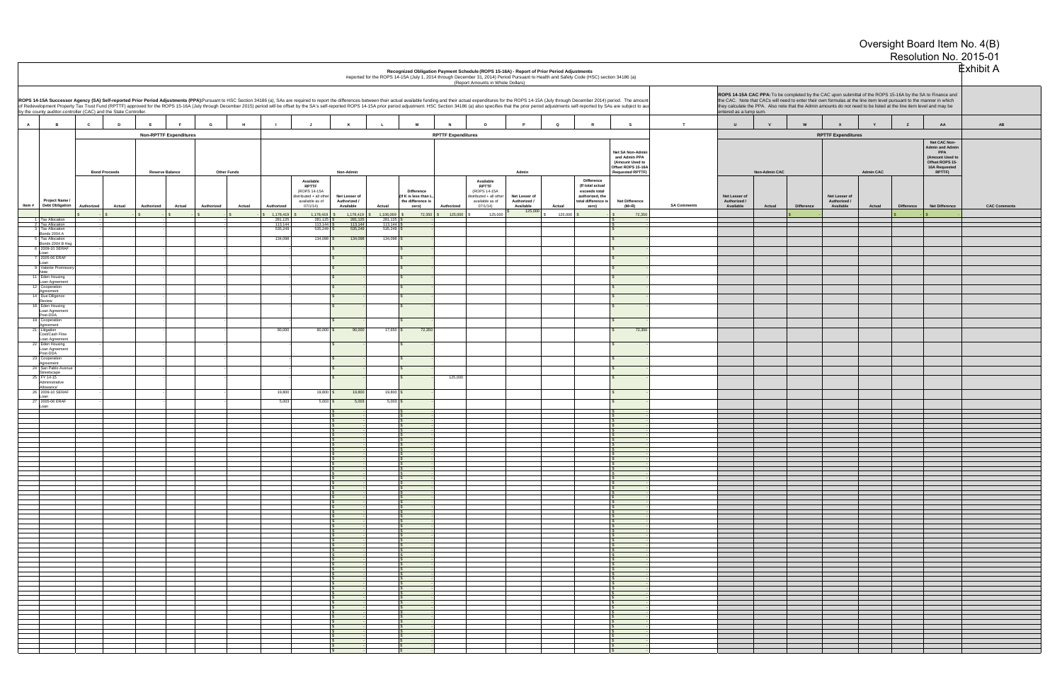Oversight Board Item No. 4(B)
Resolution No. 2015-01
Exhibit A

# Recognized Obligation Payment Schedule (ROPS 15-16A) - Report of Prior Period Adjustments

Reported for the ROPS 14-15A (July 1, 2014 through December 31, 2014) Period Pursuant to Health and Safety Code (HSC) section 34186 (a)

(Report Amounts in Whole Dollars)

**ROPS 14-15A Successor Agency (SA) Self-reported Prior Period Adjustments (PPA):** Pursuant to HSC Section 34186 (a), SAs are required to report the differences between their actual available funding and their actual expenditures for the ROPS 14-15A (July through December 2014) period. The amount of Redevelopment Property Tax Trust Fund (RPTTF) approved for the ROPS 15-16A (July through December 2015) period will be offset by the SA's self-reported ROPS 14-15A prior period adjustment. HSC Section 34186 (a) also specifies that the prior period adjustments self-reported by SAs are subject to audit by the county auditor-controller (CAC) and the State Controller.

**ROPS 14-15A CAC PPA:** To be completed by the CAC upon submittal of the ROPS 15-16A by the SA to Finance and the CAC. Note that CACs will need to enter their own formulas at the line item level pursuant to the manner in which they calculate the PPA. Also note that the Admin amounts do not need to be listed at the line item level and may be entered as a lump sum.

| A | B | C | D | E | F | G | H | I | J | K | L | M | N | O | P | Q | R | S | T | U | V | W | X | Y | Z | AA | AB |
|---|---|---|---|---|---|---|---|---|---|---|---|---|---|---|---|---|---|---|---|---|---|---|---|---|---|---|---|
| | | Non-RPTTF Expenditures | | | | | | RPTTF Expenditures | | | | | | | | | | | | RPTTF Expenditures | | | | | | | |
| | | Bond Proceeds | | Reserve Balance | | Other Funds | | Non-Admin | | | | | Admin | | | | | Net SA Non-Admin and Admin PPA (Amount Used to Offset ROPS 15-16A Requested RPTTF) | | Non-Admin CAC | | | Admin CAC | | | Net CAC Non-Admin and Admin PPA (Amount Used to Offset ROPS 15-16A Requested RPTTF) | |
| Item # | Project Name / Debt Obligation | Authorized | Actual | Authorized | Actual | Authorized | Actual | Authorized | Available RPTTF (ROPS 14-15A distributed + all other available as of 07/1/14) | Net Lesser of Authorized / Available | Actual | Difference (If K is less than L, the difference is zero) | Authorized | Available RPTTF (ROPS 14-15A distributed + all other available as of 07/1/14) | Net Lesser of Authorized / Available | Actual | Difference (If total actual exceeds total authorized, the total difference is zero) | Net Difference (M+R) | SA Comments | Net Lesser of Authorized / Available | Actual | Difference | Net Lesser of Authorized / Available | Actual | Difference | Net Difference | CAC Comments |
| | | $ - | $ - | $ - | $ - | $ - | $ - | $ 1,178,419 | $ 1,178,419 | $ 1,178,419 | $ 1,106,069 | $ 72,350 | $ 125,000 | $ 125,000 | $ 125,000 | $ 125,000 | $ - | $ 72,350 | | | | $ - | | | $ - | $ - | |
| 1 | Tax Allocation | - | | - | | - | | 281,125 | 281,125 | $ 281,125 | 281,125 | $ - | | | | | | $ - | | | | | | | | | |
| 2 | Tax Allocation | - | | - | | - | | 113,144 | 113,144 | $ 113,144 | 113,144 | $ - | | | | | | $ - | | | | | | | | | |
| 3 | Tax Allocation Bonds 2004 A | - | | - | | - | | 535,249 | 535,249 | $ 535,249 | 535,249 | $ - | | | | | | $ - | | | | | | | | | |
| 5 | Tax Allocation Bonds 2004 B Hsg | - | | - | | - | | 134,098 | 134,098 | $ 134,098 | 134,098 | $ - | | | | | | $ - | | | | | | | | | |
| 6 | 2009-10 SERAF Loan | - | | - | | - | | | | $ - | | $ - | | | | | | $ - | | | | | | | | | |
| 7 | 2005-06 ERAF Loan | - | | - | | - | | | | $ - | | $ - | | | | | | $ - | | | | | | | | | |
| 9 | Vallette Promissory Note | - | | - | | - | | | | $ - | | $ - | | | | | | $ - | | | | | | | | | |
| 11 | Eden Housing Loan Agreement | - | | - | | - | | | | $ - | | $ - | | | | | | $ - | | | | | | | | | |
| 12 | Cooperation Agreement | - | | - | | - | | | | $ - | | $ - | | | | | | $ - | | | | | | | | | |
| 14 | Due Diligence Review | - | | - | | - | | | | $ - | | $ - | | | | | | $ - | | | | | | | | | |
| 18 | Eden Housing Loan Agreement Post-DDA | - | | - | | - | | | | $ - | | $ - | | | | | | $ - | | | | | | | | | |
| 19 | Cooperation Agreement | - | | - | | - | | | | $ - | | $ - | | | | | | $ - | | | | | | | | | |
| 21 | Litigation Cost/Cash Flow Loan Agreement | - | | - | | - | | 90,000 | 90,000 | $ 90,000 | 17,650 | $ 72,350 | | | | | | $ 72,350 | | | | | | | | | |
| 22 | Eden Housing Loan Agreement Post-DDA | - | | - | | - | | | | $ - | | $ - | | | | | | $ - | | | | | | | | | |
| 23 | Cooperation Agreement | - | | - | | - | | | | $ - | | $ - | | | | | | $ - | | | | | | | | | |
| 24 | San Pablo Avenue Streetscape | - | | - | | - | | | | $ - | | $ - | | | | | | $ - | | | | | | | | | |
| 25 | FY 14-15 Administrative Allowance | - | | - | | - | | | | $ - | | $ - | 125,000 | | | | | $ - | | | | | | | | | |
| 26 | 2009-10 SERAF Loan | - | | - | | - | | 19,800 | 19,800 | $ 19,800 | 19,800 | $ - | | | | | | $ - | | | | | | | | | |
| 27 | 2005-06 ERAF Loan | - | | - | | - | | 5,003 | 5,003 | $ 5,003 | 5,003 | $ - | | | | | | $ - | | | | | | | | | |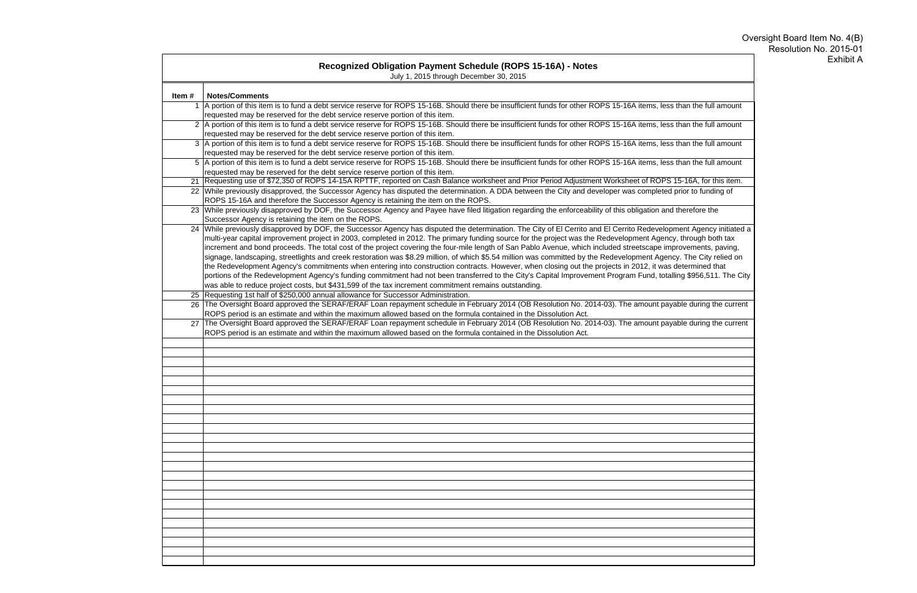Oversight Board Item No. 4(B)
Resolution No. 2015-01
Exhibit A

## Recognized Obligation Payment Schedule (ROPS 15-16A) - Notes

July 1, 2015 through December 30, 2015

| Item # | Notes/Comments |
|---|---|
| 1 | A portion of this item is to fund a debt service reserve for ROPS 15-16B. Should there be insufficient funds for other ROPS 15-16A items, less than the full amount requested may be reserved for the debt service reserve portion of this item. |
| 2 | A portion of this item is to fund a debt service reserve for ROPS 15-16B. Should there be insufficient funds for other ROPS 15-16A items, less than the full amount requested may be reserved for the debt service reserve portion of this item. |
| 3 | A portion of this item is to fund a debt service reserve for ROPS 15-16B. Should there be insufficient funds for other ROPS 15-16A items, less than the full amount requested may be reserved for the debt service reserve portion of this item. |
| 5 | A portion of this item is to fund a debt service reserve for ROPS 15-16B. Should there be insufficient funds for other ROPS 15-16A items, less than the full amount requested may be reserved for the debt service reserve portion of this item. |
| 21 | Requesting use of $72,350 of ROPS 14-15A RPTTF, reported on Cash Balance worksheet and Prior Period Adjustment Worksheet of ROPS 15-16A, for this item. |
| 22 | While previously disapproved, the Successor Agency has disputed the determination. A DDA between the City and developer was completed prior to funding of ROPS 15-16A and therefore the Successor Agency is retaining the item on the ROPS. |
| 23 | While previously disapproved by DOF, the Successor Agency and Payee have filed litigation regarding the enforceability of this obligation and therefore the Successor Agency is retaining the item on the ROPS. |
| 24 | While previously disapproved by DOF, the Successor Agency has disputed the determination. The City of El Cerrito and El Cerrito Redevelopment Agency initiated a multi-year capital improvement project in 2003, completed in 2012. The primary funding source for the project was the Redevelopment Agency, through both tax increment and bond proceeds. The total cost of the project covering the four-mile length of San Pablo Avenue, which included streetscape improvements, paving, signage, landscaping, streetlights and creek restoration was $8.29 million, of which $5.54 million was committed by the Redevelopment Agency. The City relied on the Redevelopment Agency's commitments when entering into construction contracts. However, when closing out the projects in 2012, it was determined that portions of the Redevelopment Agency's funding commitment had not been transferred to the City's Capital Improvement Program Fund, totalling $956,511. The City was able to reduce project costs, but $431,599 of the tax increment commitment remains outstanding. |
| 25 | Requesting 1st half of $250,000 annual allowance for Successor Administration. |
| 26 | The Oversight Board approved the SERAF/ERAF Loan repayment schedule in February 2014 (OB Resolution No. 2014-03). The amount payable during the current ROPS period is an estimate and within the maximum allowed based on the formula contained in the Dissolution Act. |
| 27 | The Oversight Board approved the SERAF/ERAF Loan repayment schedule in February 2014 (OB Resolution No. 2014-03). The amount payable during the current ROPS period is an estimate and within the maximum allowed based on the formula contained in the Dissolution Act. |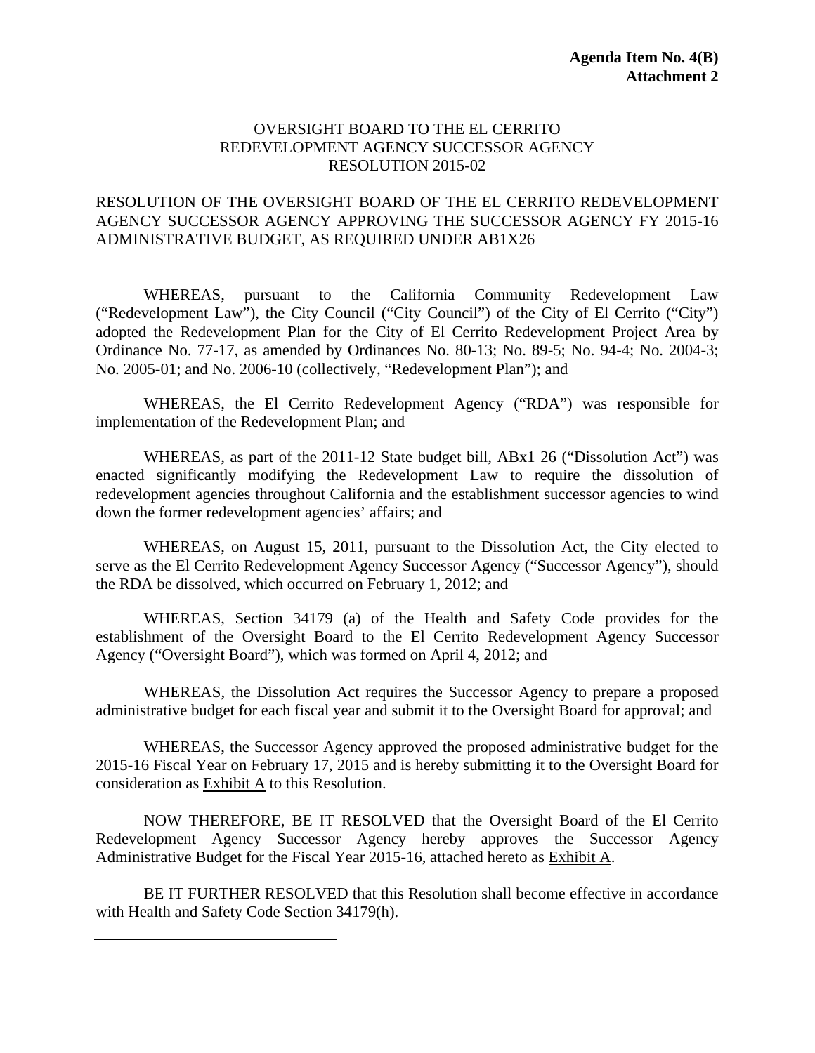**Agenda Item No. 4(B)**
**Attachment 2**

OVERSIGHT BOARD TO THE EL CERRITO
REDEVELOPMENT AGENCY SUCCESSOR AGENCY
RESOLUTION 2015-02

RESOLUTION OF THE OVERSIGHT BOARD OF THE EL CERRITO REDEVELOPMENT AGENCY SUCCESSOR AGENCY APPROVING THE SUCCESSOR AGENCY FY 2015-16 ADMINISTRATIVE BUDGET, AS REQUIRED UNDER AB1X26

WHEREAS, pursuant to the California Community Redevelopment Law ("Redevelopment Law"), the City Council ("City Council") of the City of El Cerrito ("City") adopted the Redevelopment Plan for the City of El Cerrito Redevelopment Project Area by Ordinance No. 77-17, as amended by Ordinances No. 80-13; No. 89-5; No. 94-4; No. 2004-3; No. 2005-01; and No. 2006-10 (collectively, "Redevelopment Plan"); and

WHEREAS, the El Cerrito Redevelopment Agency ("RDA") was responsible for implementation of the Redevelopment Plan; and

WHEREAS, as part of the 2011-12 State budget bill, ABx1 26 ("Dissolution Act") was enacted significantly modifying the Redevelopment Law to require the dissolution of redevelopment agencies throughout California and the establishment successor agencies to wind down the former redevelopment agencies' affairs; and

WHEREAS, on August 15, 2011, pursuant to the Dissolution Act, the City elected to serve as the El Cerrito Redevelopment Agency Successor Agency ("Successor Agency"), should the RDA be dissolved, which occurred on February 1, 2012; and

WHEREAS, Section 34179 (a) of the Health and Safety Code provides for the establishment of the Oversight Board to the El Cerrito Redevelopment Agency Successor Agency ("Oversight Board"), which was formed on April 4, 2012; and

WHEREAS, the Dissolution Act requires the Successor Agency to prepare a proposed administrative budget for each fiscal year and submit it to the Oversight Board for approval; and

WHEREAS, the Successor Agency approved the proposed administrative budget for the 2015-16 Fiscal Year on February 17, 2015 and is hereby submitting it to the Oversight Board for consideration as Exhibit A to this Resolution.

NOW THEREFORE, BE IT RESOLVED that the Oversight Board of the El Cerrito Redevelopment Agency Successor Agency hereby approves the Successor Agency Administrative Budget for the Fiscal Year 2015-16, attached hereto as Exhibit A.

BE IT FURTHER RESOLVED that this Resolution shall become effective in accordance with Health and Safety Code Section 34179(h).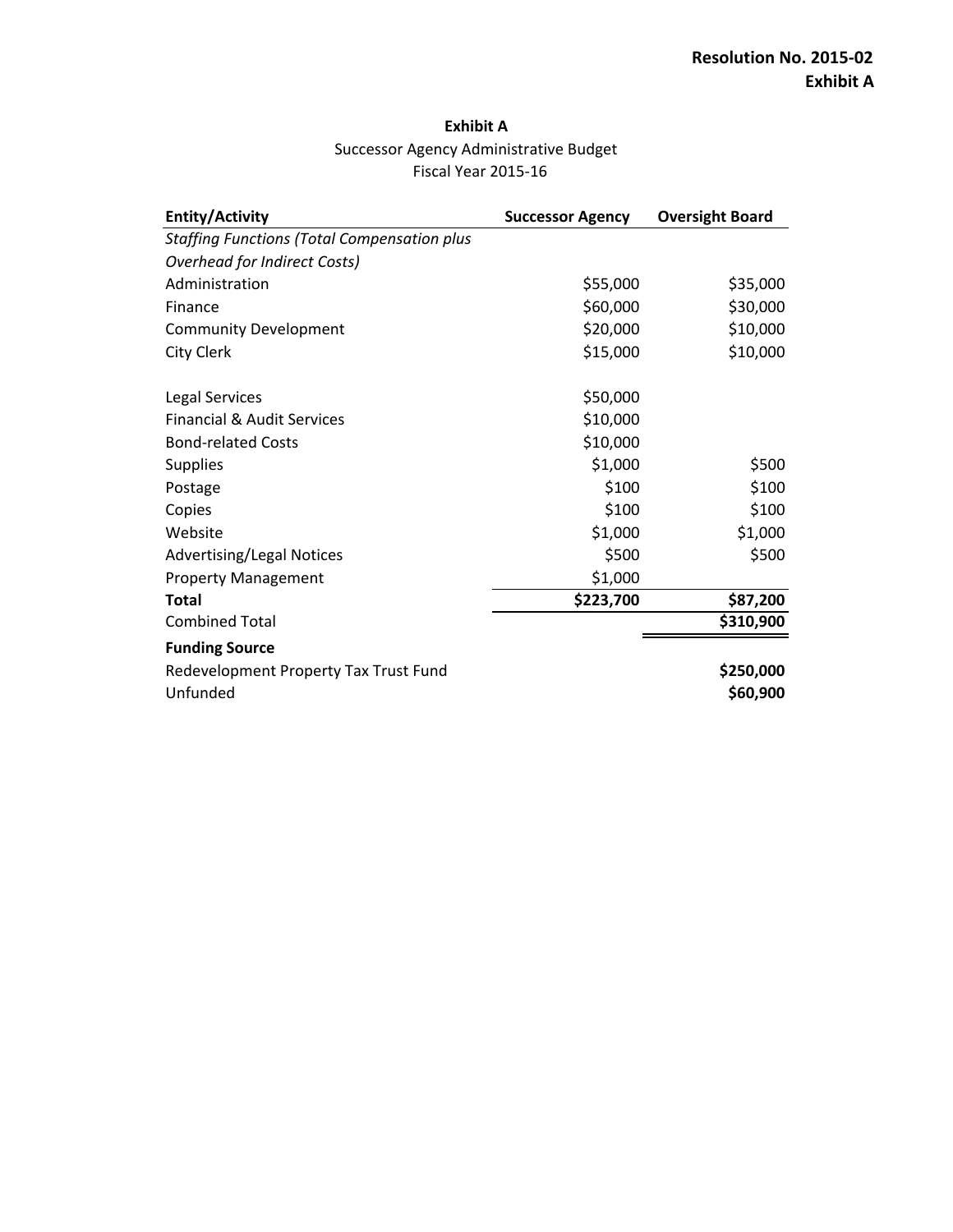**Resolution No. 2015-02**
**Exhibit A**

**Exhibit A**

Successor Agency Administrative Budget

Fiscal Year 2015-16

| Entity/Activity | Successor Agency | Oversight Board |
|---|---|---|
| *Staffing Functions (Total Compensation plus Overhead for Indirect Costs)* | | |
| Administration | $55,000 | $35,000 |
| Finance | $60,000 | $30,000 |
| Community Development | $20,000 | $10,000 |
| City Clerk | $15,000 | $10,000 |
| Legal Services | $50,000 | |
| Financial & Audit Services | $10,000 | |
| Bond-related Costs | $10,000 | |
| Supplies | $1,000 | $500 |
| Postage | $100 | $100 |
| Copies | $100 | $100 |
| Website | $1,000 | $1,000 |
| Advertising/Legal Notices | $500 | $500 |
| Property Management | $1,000 | |
| **Total** | **$223,700** | **$87,200** |
| Combined Total | | **$310,900** |
| **Funding Source** | | |
| Redevelopment Property Tax Trust Fund | | **$250,000** |
| Unfunded | | **$60,900** |